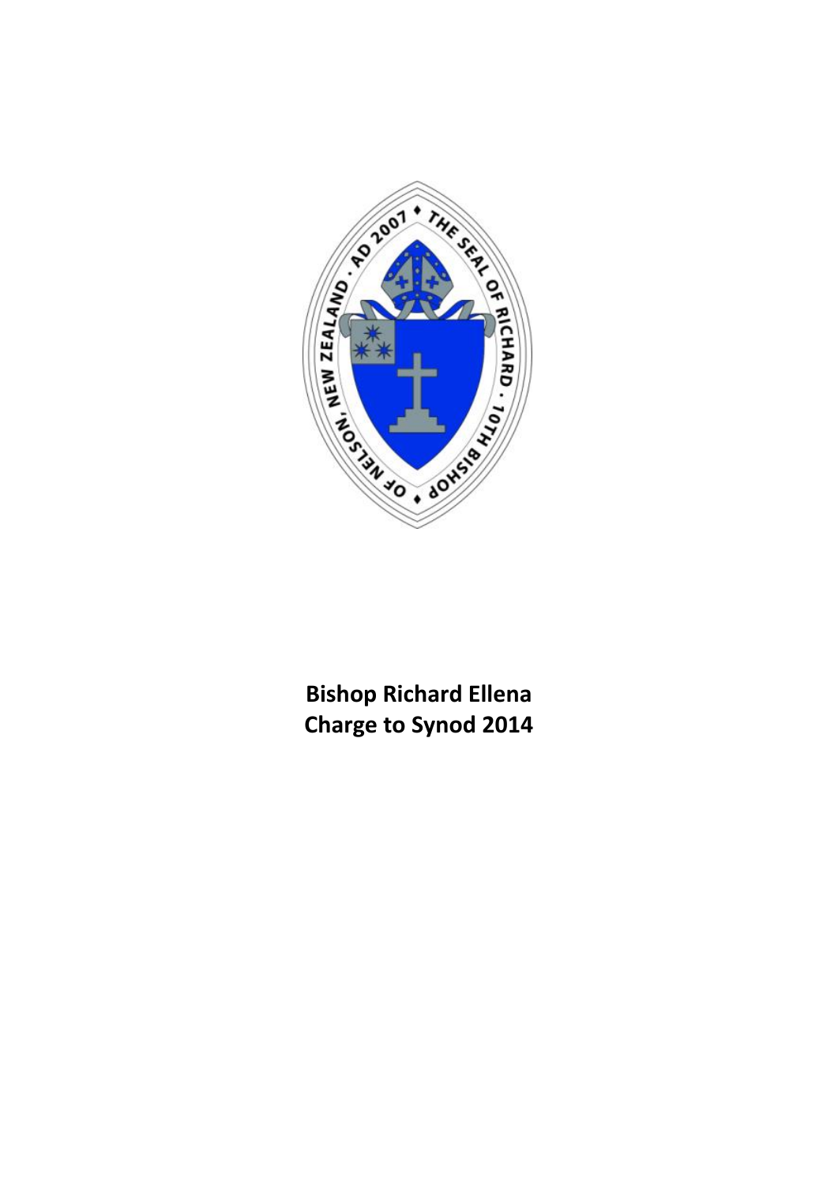**Bishop Richard Ellena**
**Charge to Synod 2014**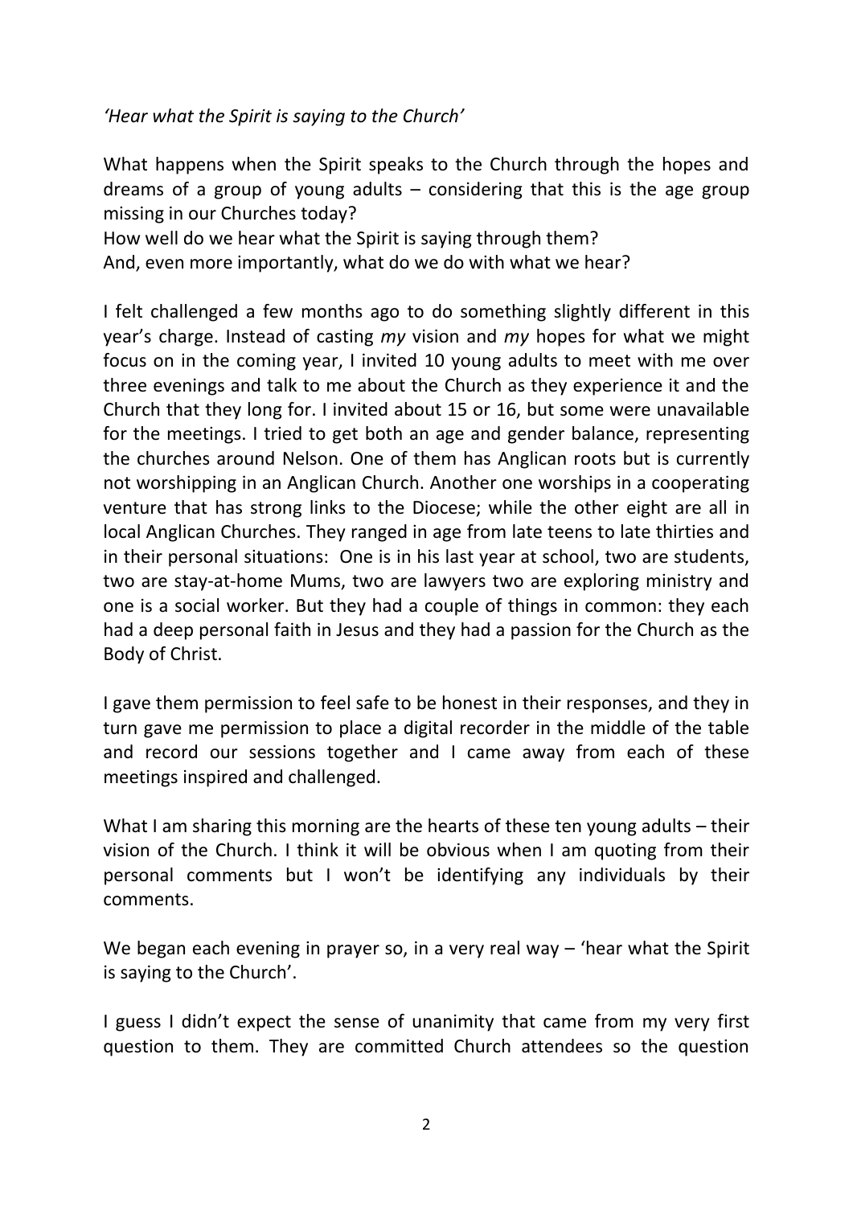*'Hear what the Spirit is saying to the Church'*

What happens when the Spirit speaks to the Church through the hopes and dreams of a group of young adults – considering that this is the age group missing in our Churches today?
How well do we hear what the Spirit is saying through them?
And, even more importantly, what do we do with what we hear?

I felt challenged a few months ago to do something slightly different in this year's charge. Instead of casting *my* vision and *my* hopes for what we might focus on in the coming year, I invited 10 young adults to meet with me over three evenings and talk to me about the Church as they experience it and the Church that they long for. I invited about 15 or 16, but some were unavailable for the meetings. I tried to get both an age and gender balance, representing the churches around Nelson. One of them has Anglican roots but is currently not worshipping in an Anglican Church. Another one worships in a cooperating venture that has strong links to the Diocese; while the other eight are all in local Anglican Churches. They ranged in age from late teens to late thirties and in their personal situations: One is in his last year at school, two are students, two are stay-at-home Mums, two are lawyers two are exploring ministry and one is a social worker. But they had a couple of things in common: they each had a deep personal faith in Jesus and they had a passion for the Church as the Body of Christ.

I gave them permission to feel safe to be honest in their responses, and they in turn gave me permission to place a digital recorder in the middle of the table and record our sessions together and I came away from each of these meetings inspired and challenged.

What I am sharing this morning are the hearts of these ten young adults – their vision of the Church. I think it will be obvious when I am quoting from their personal comments but I won't be identifying any individuals by their comments.

We began each evening in prayer so, in a very real way – 'hear what the Spirit is saying to the Church'.

I guess I didn't expect the sense of unanimity that came from my very first question to them. They are committed Church attendees so the question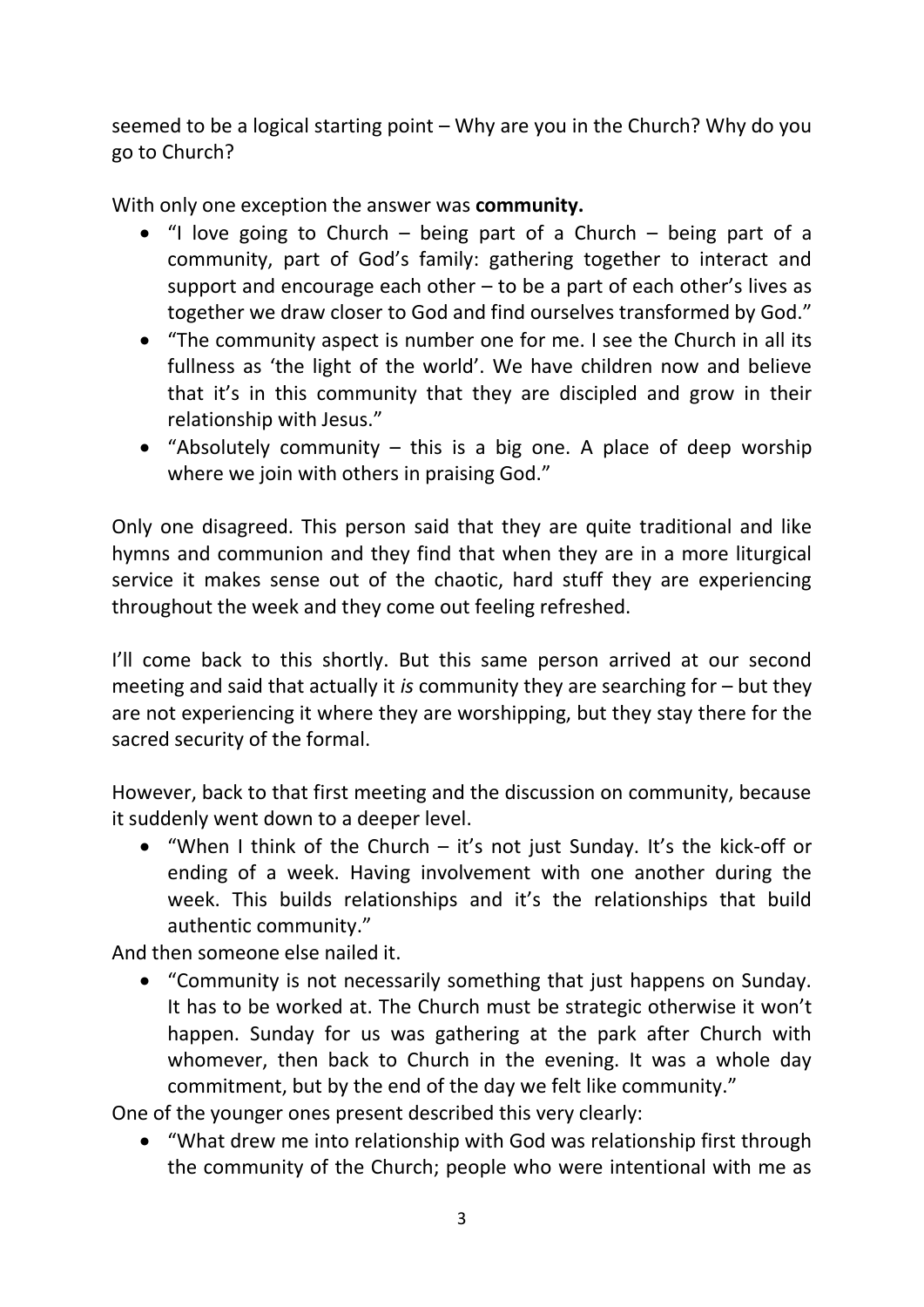seemed to be a logical starting point – Why are you in the Church? Why do you go to Church?

With only one exception the answer was **community.**

- "I love going to Church – being part of a Church – being part of a community, part of God's family: gathering together to interact and support and encourage each other – to be a part of each other's lives as together we draw closer to God and find ourselves transformed by God."
- "The community aspect is number one for me. I see the Church in all its fullness as 'the light of the world'. We have children now and believe that it's in this community that they are discipled and grow in their relationship with Jesus."
- "Absolutely community – this is a big one. A place of deep worship where we join with others in praising God."

Only one disagreed. This person said that they are quite traditional and like hymns and communion and they find that when they are in a more liturgical service it makes sense out of the chaotic, hard stuff they are experiencing throughout the week and they come out feeling refreshed.

I'll come back to this shortly. But this same person arrived at our second meeting and said that actually it *is* community they are searching for – but they are not experiencing it where they are worshipping, but they stay there for the sacred security of the formal.

However, back to that first meeting and the discussion on community, because it suddenly went down to a deeper level.

- "When I think of the Church – it's not just Sunday. It's the kick-off or ending of a week. Having involvement with one another during the week. This builds relationships and it's the relationships that build authentic community."

And then someone else nailed it.

- "Community is not necessarily something that just happens on Sunday. It has to be worked at. The Church must be strategic otherwise it won't happen. Sunday for us was gathering at the park after Church with whomever, then back to Church in the evening. It was a whole day commitment, but by the end of the day we felt like community."

One of the younger ones present described this very clearly:

- "What drew me into relationship with God was relationship first through the community of the Church; people who were intentional with me as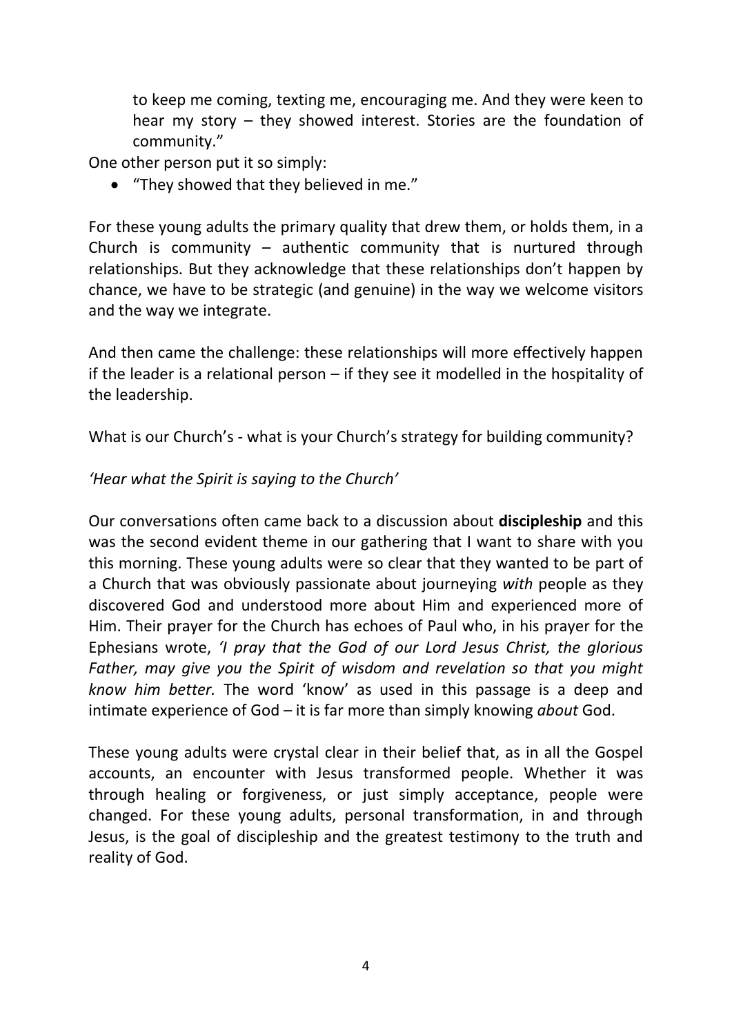to keep me coming, texting me, encouraging me. And they were keen to hear my story – they showed interest. Stories are the foundation of community."

One other person put it so simply:

- "They showed that they believed in me."

For these young adults the primary quality that drew them, or holds them, in a Church is community – authentic community that is nurtured through relationships. But they acknowledge that these relationships don't happen by chance, we have to be strategic (and genuine) in the way we welcome visitors and the way we integrate.

And then came the challenge: these relationships will more effectively happen if the leader is a relational person – if they see it modelled in the hospitality of the leadership.

What is our Church's - what is your Church's strategy for building community?

*'Hear what the Spirit is saying to the Church'*

Our conversations often came back to a discussion about **discipleship** and this was the second evident theme in our gathering that I want to share with you this morning. These young adults were so clear that they wanted to be part of a Church that was obviously passionate about journeying *with* people as they discovered God and understood more about Him and experienced more of Him. Their prayer for the Church has echoes of Paul who, in his prayer for the Ephesians wrote, *'I pray that the God of our Lord Jesus Christ, the glorious Father, may give you the Spirit of wisdom and revelation so that you might know him better.* The word 'know' as used in this passage is a deep and intimate experience of God – it is far more than simply knowing *about* God.

These young adults were crystal clear in their belief that, as in all the Gospel accounts, an encounter with Jesus transformed people. Whether it was through healing or forgiveness, or just simply acceptance, people were changed. For these young adults, personal transformation, in and through Jesus, is the goal of discipleship and the greatest testimony to the truth and reality of God.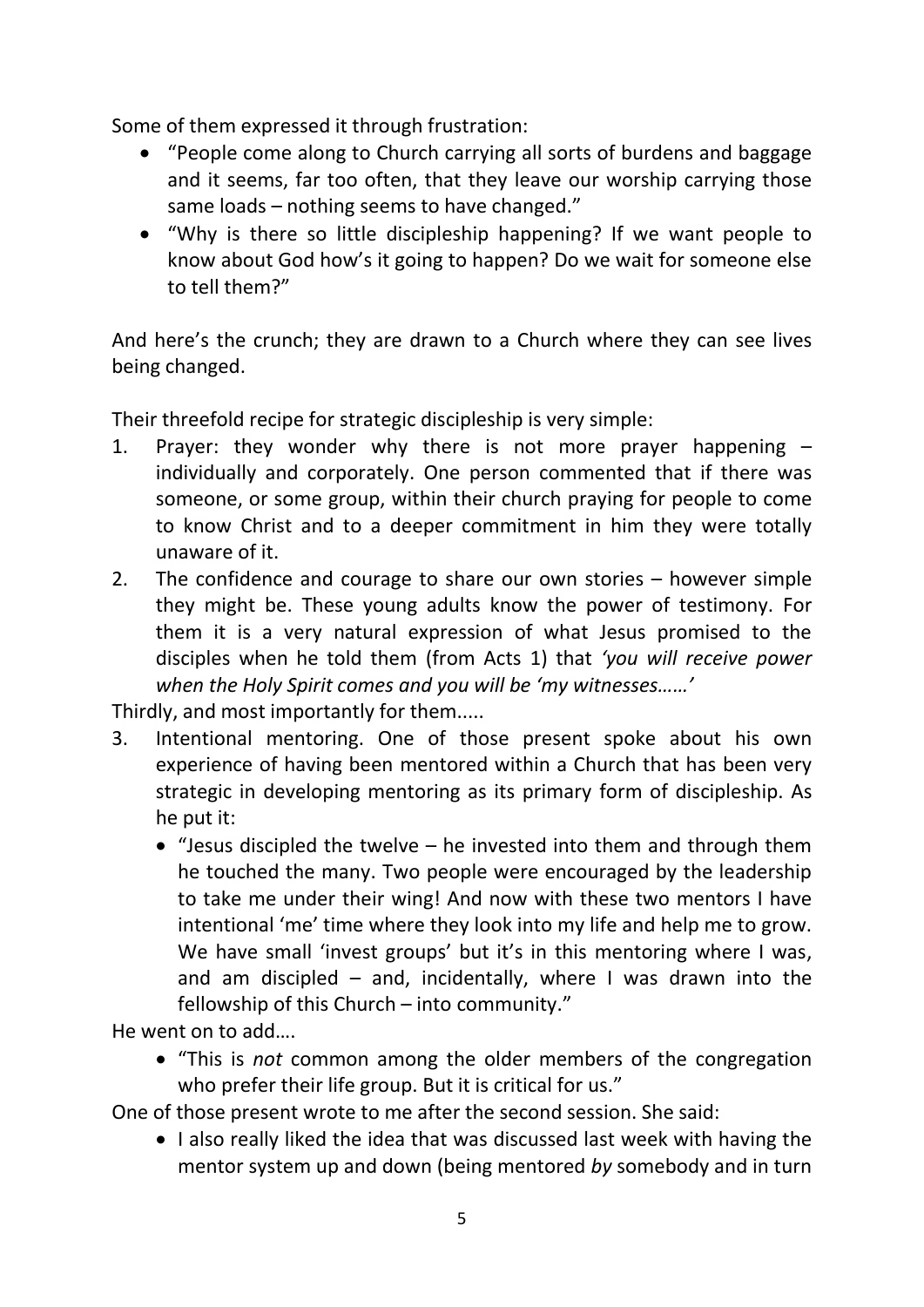Some of them expressed it through frustration:

- "People come along to Church carrying all sorts of burdens and baggage and it seems, far too often, that they leave our worship carrying those same loads – nothing seems to have changed."
- "Why is there so little discipleship happening? If we want people to know about God how's it going to happen? Do we wait for someone else to tell them?"

And here's the crunch; they are drawn to a Church where they can see lives being changed.

Their threefold recipe for strategic discipleship is very simple:

1. Prayer: they wonder why there is not more prayer happening – individually and corporately. One person commented that if there was someone, or some group, within their church praying for people to come to know Christ and to a deeper commitment in him they were totally unaware of it.
2. The confidence and courage to share our own stories – however simple they might be. These young adults know the power of testimony. For them it is a very natural expression of what Jesus promised to the disciples when he told them (from Acts 1) that *'you will receive power when the Holy Spirit comes and you will be 'my witnesses……'*

Thirdly, and most importantly for them.....

3. Intentional mentoring. One of those present spoke about his own experience of having been mentored within a Church that has been very strategic in developing mentoring as its primary form of discipleship. As he put it:
   - "Jesus discipled the twelve – he invested into them and through them he touched the many. Two people were encouraged by the leadership to take me under their wing! And now with these two mentors I have intentional 'me' time where they look into my life and help me to grow. We have small 'invest groups' but it's in this mentoring where I was, and am discipled – and, incidentally, where I was drawn into the fellowship of this Church – into community."

He went on to add….

- "This is *not* common among the older members of the congregation who prefer their life group. But it is critical for us."

One of those present wrote to me after the second session. She said:

- I also really liked the idea that was discussed last week with having the mentor system up and down (being mentored *by* somebody and in turn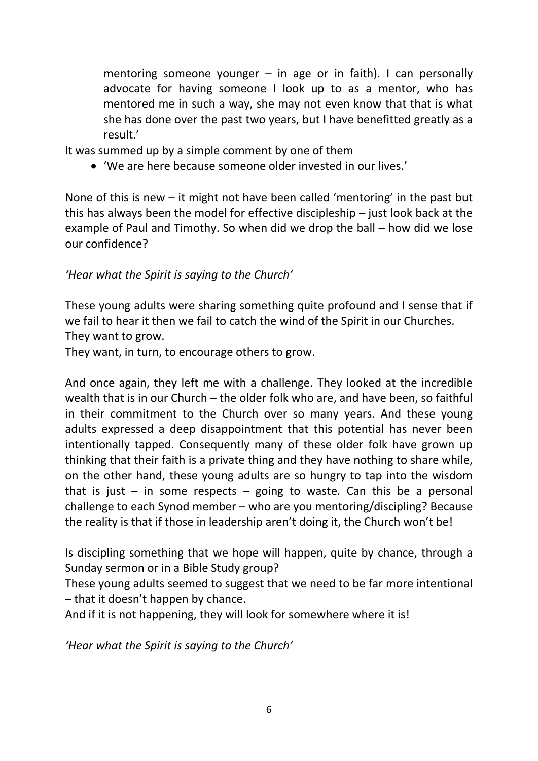> mentoring someone younger – in age or in faith). I can personally advocate for having someone I look up to as a mentor, who has mentored me in such a way, she may not even know that that is what she has done over the past two years, but I have benefitted greatly as a result.'

It was summed up by a simple comment by one of them

- 'We are here because someone older invested in our lives.'

None of this is new – it might not have been called 'mentoring' in the past but this has always been the model for effective discipleship – just look back at the example of Paul and Timothy. So when did we drop the ball – how did we lose our confidence?

*'Hear what the Spirit is saying to the Church'*

These young adults were sharing something quite profound and I sense that if we fail to hear it then we fail to catch the wind of the Spirit in our Churches.
They want to grow.
They want, in turn, to encourage others to grow.

And once again, they left me with a challenge. They looked at the incredible wealth that is in our Church – the older folk who are, and have been, so faithful in their commitment to the Church over so many years. And these young adults expressed a deep disappointment that this potential has never been intentionally tapped. Consequently many of these older folk have grown up thinking that their faith is a private thing and they have nothing to share while, on the other hand, these young adults are so hungry to tap into the wisdom that is just – in some respects – going to waste. Can this be a personal challenge to each Synod member – who are you mentoring/discipling? Because the reality is that if those in leadership aren't doing it, the Church won't be!

Is discipling something that we hope will happen, quite by chance, through a Sunday sermon or in a Bible Study group?
These young adults seemed to suggest that we need to be far more intentional – that it doesn't happen by chance.
And if it is not happening, they will look for somewhere where it is!

*'Hear what the Spirit is saying to the Church'*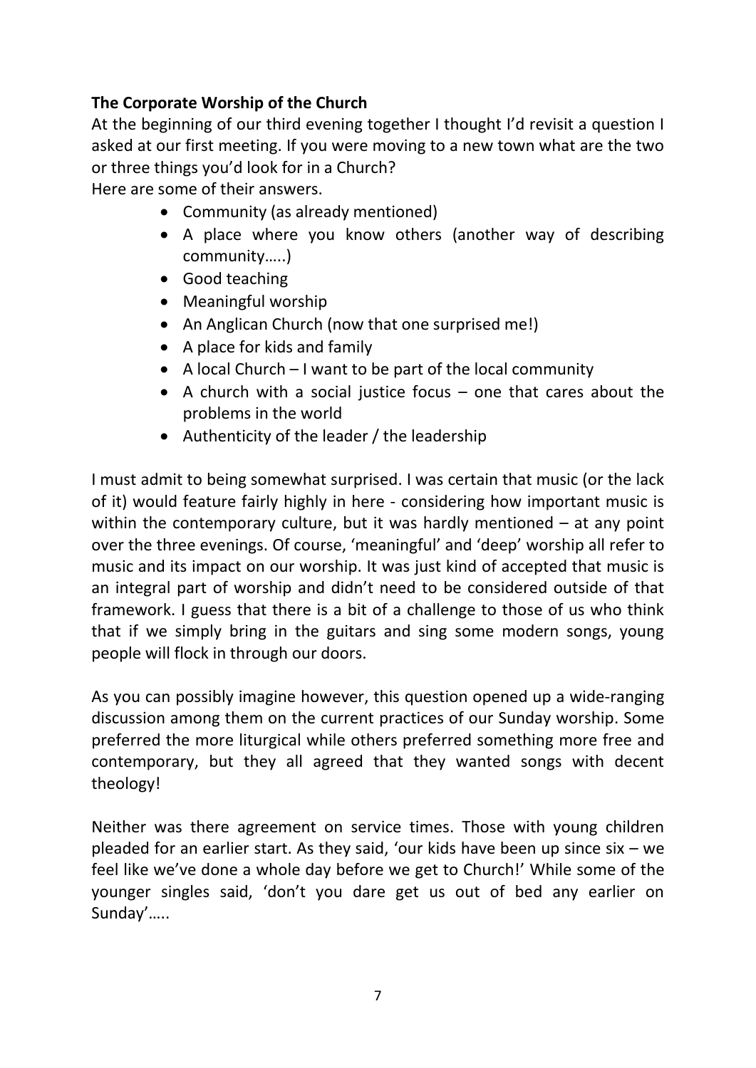**The Corporate Worship of the Church**

At the beginning of our third evening together I thought I'd revisit a question I asked at our first meeting. If you were moving to a new town what are the two or three things you'd look for in a Church?

Here are some of their answers.

- Community (as already mentioned)
- A place where you know others (another way of describing community…..)
- Good teaching
- Meaningful worship
- An Anglican Church (now that one surprised me!)
- A place for kids and family
- A local Church – I want to be part of the local community
- A church with a social justice focus – one that cares about the problems in the world
- Authenticity of the leader / the leadership

I must admit to being somewhat surprised. I was certain that music (or the lack of it) would feature fairly highly in here - considering how important music is within the contemporary culture, but it was hardly mentioned – at any point over the three evenings. Of course, 'meaningful' and 'deep' worship all refer to music and its impact on our worship. It was just kind of accepted that music is an integral part of worship and didn't need to be considered outside of that framework. I guess that there is a bit of a challenge to those of us who think that if we simply bring in the guitars and sing some modern songs, young people will flock in through our doors.

As you can possibly imagine however, this question opened up a wide-ranging discussion among them on the current practices of our Sunday worship. Some preferred the more liturgical while others preferred something more free and contemporary, but they all agreed that they wanted songs with decent theology!

Neither was there agreement on service times. Those with young children pleaded for an earlier start. As they said, 'our kids have been up since six – we feel like we've done a whole day before we get to Church!' While some of the younger singles said, 'don't you dare get us out of bed any earlier on Sunday'…..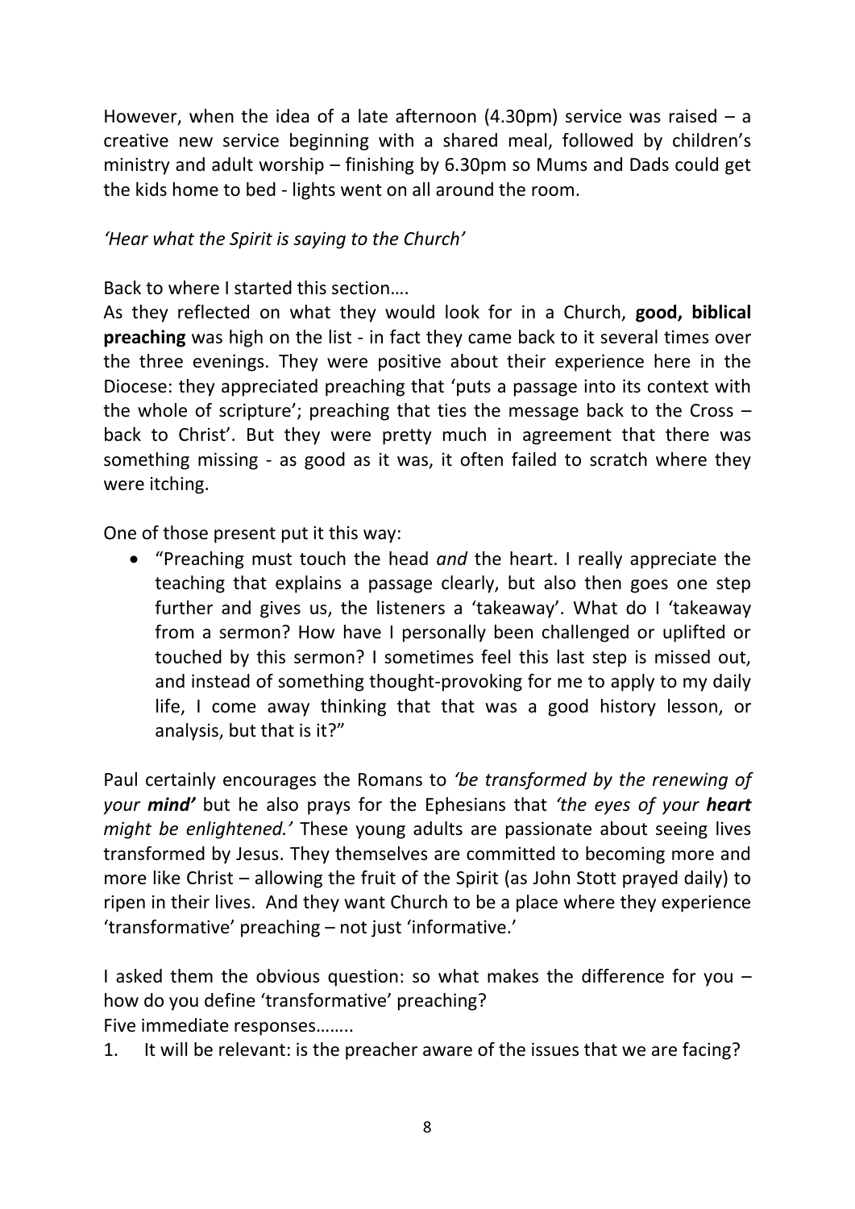However, when the idea of a late afternoon (4.30pm) service was raised – a creative new service beginning with a shared meal, followed by children's ministry and adult worship – finishing by 6.30pm so Mums and Dads could get the kids home to bed - lights went on all around the room.

*'Hear what the Spirit is saying to the Church'*

Back to where I started this section….
As they reflected on what they would look for in a Church, **good, biblical preaching** was high on the list - in fact they came back to it several times over the three evenings. They were positive about their experience here in the Diocese: they appreciated preaching that 'puts a passage into its context with the whole of scripture'; preaching that ties the message back to the Cross – back to Christ'. But they were pretty much in agreement that there was something missing - as good as it was, it often failed to scratch where they were itching.

One of those present put it this way:

- "Preaching must touch the head *and* the heart. I really appreciate the teaching that explains a passage clearly, but also then goes one step further and gives us, the listeners a 'takeaway'. What do I 'takeaway from a sermon? How have I personally been challenged or uplifted or touched by this sermon? I sometimes feel this last step is missed out, and instead of something thought-provoking for me to apply to my daily life, I come away thinking that that was a good history lesson, or analysis, but that is it?"

Paul certainly encourages the Romans to *'be transformed by the renewing of your **mind'*** but he also prays for the Ephesians that *'the eyes of your **heart** might be enlightened.'* These young adults are passionate about seeing lives transformed by Jesus. They themselves are committed to becoming more and more like Christ – allowing the fruit of the Spirit (as John Stott prayed daily) to ripen in their lives. And they want Church to be a place where they experience 'transformative' preaching – not just 'informative.'

I asked them the obvious question: so what makes the difference for you – how do you define 'transformative' preaching?
Five immediate responses……..

1. It will be relevant: is the preacher aware of the issues that we are facing?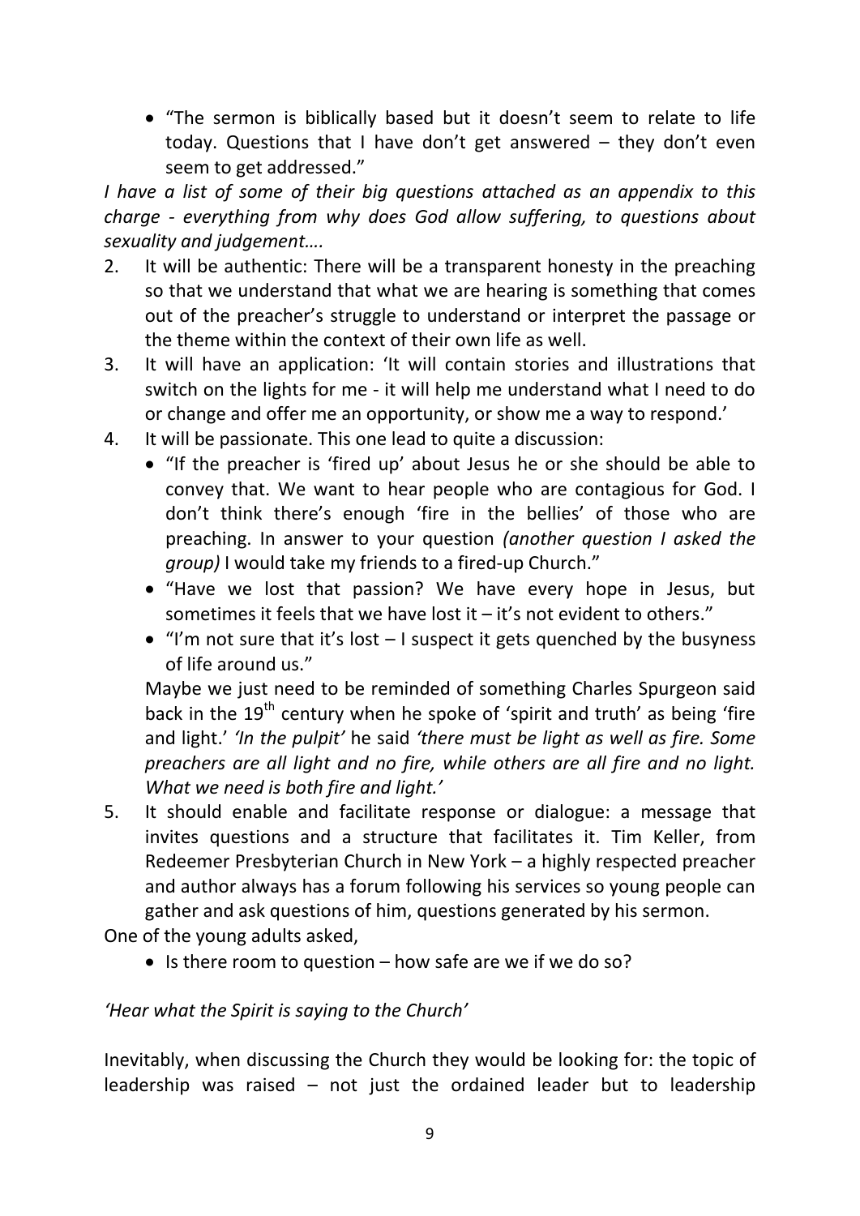- "The sermon is biblically based but it doesn't seem to relate to life today. Questions that I have don't get answered – they don't even seem to get addressed."

*I have a list of some of their big questions attached as an appendix to this charge - everything from why does God allow suffering, to questions about sexuality and judgement….*

2. It will be authentic: There will be a transparent honesty in the preaching so that we understand that what we are hearing is something that comes out of the preacher's struggle to understand or interpret the passage or the theme within the context of their own life as well.
3. It will have an application: 'It will contain stories and illustrations that switch on the lights for me - it will help me understand what I need to do or change and offer me an opportunity, or show me a way to respond.'
4. It will be passionate. This one lead to quite a discussion:
   - "If the preacher is 'fired up' about Jesus he or she should be able to convey that. We want to hear people who are contagious for God. I don't think there's enough 'fire in the bellies' of those who are preaching. In answer to your question *(another question I asked the group)* I would take my friends to a fired-up Church."
   - "Have we lost that passion? We have every hope in Jesus, but sometimes it feels that we have lost it – it's not evident to others."
   - "I'm not sure that it's lost – I suspect it gets quenched by the busyness of life around us."

   Maybe we just need to be reminded of something Charles Spurgeon said back in the 19th century when he spoke of 'spirit and truth' as being 'fire and light.' *'In the pulpit'* he said *'there must be light as well as fire. Some preachers are all light and no fire, while others are all fire and no light. What we need is both fire and light.'*
5. It should enable and facilitate response or dialogue: a message that invites questions and a structure that facilitates it. Tim Keller, from Redeemer Presbyterian Church in New York – a highly respected preacher and author always has a forum following his services so young people can gather and ask questions of him, questions generated by his sermon.

One of the young adults asked,

- Is there room to question – how safe are we if we do so?

*'Hear what the Spirit is saying to the Church'*

Inevitably, when discussing the Church they would be looking for: the topic of leadership was raised – not just the ordained leader but to leadership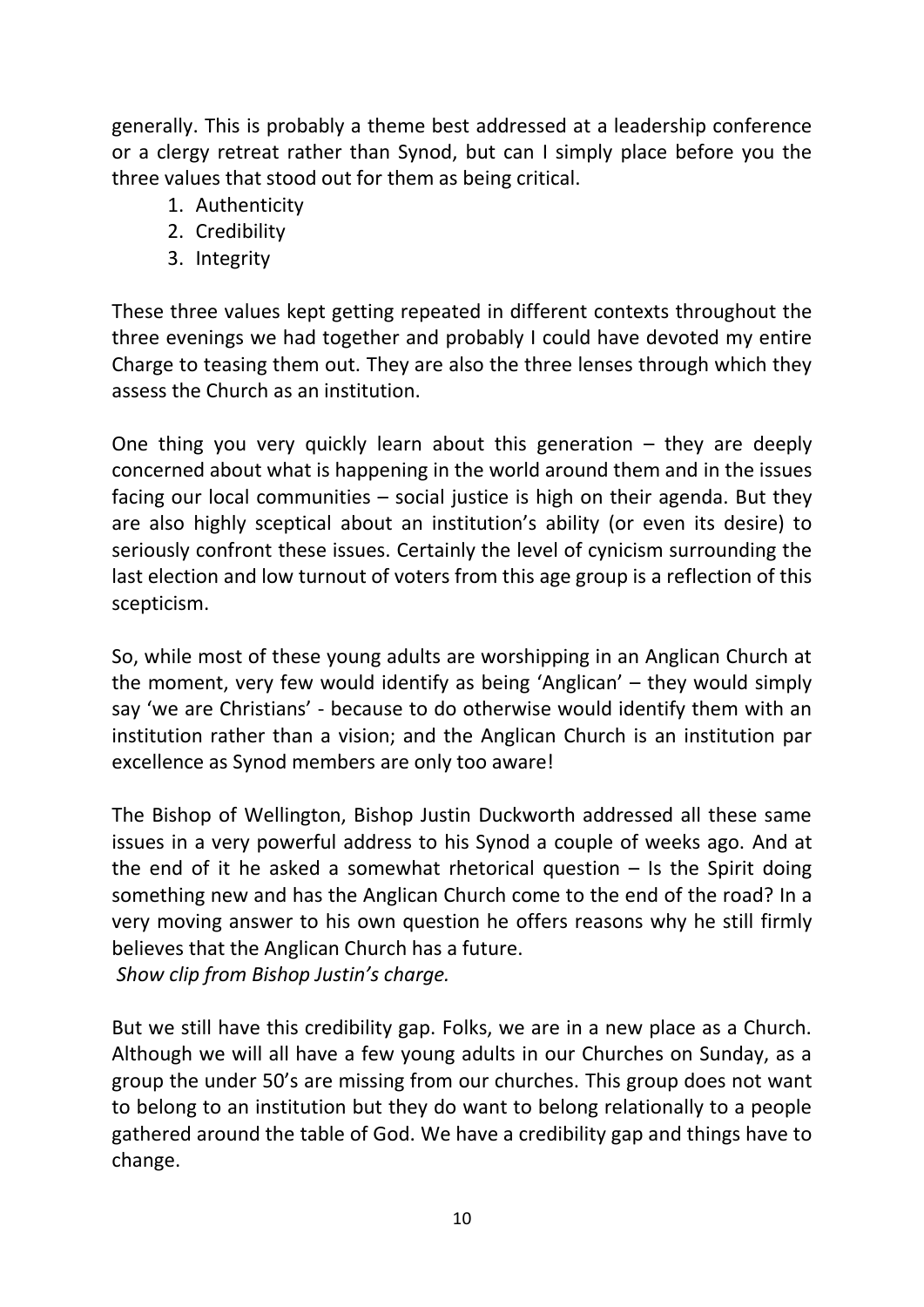generally. This is probably a theme best addressed at a leadership conference or a clergy retreat rather than Synod, but can I simply place before you the three values that stood out for them as being critical.

1. Authenticity
2. Credibility
3. Integrity

These three values kept getting repeated in different contexts throughout the three evenings we had together and probably I could have devoted my entire Charge to teasing them out. They are also the three lenses through which they assess the Church as an institution.

One thing you very quickly learn about this generation – they are deeply concerned about what is happening in the world around them and in the issues facing our local communities – social justice is high on their agenda. But they are also highly sceptical about an institution's ability (or even its desire) to seriously confront these issues. Certainly the level of cynicism surrounding the last election and low turnout of voters from this age group is a reflection of this scepticism.

So, while most of these young adults are worshipping in an Anglican Church at the moment, very few would identify as being 'Anglican' – they would simply say 'we are Christians' - because to do otherwise would identify them with an institution rather than a vision; and the Anglican Church is an institution par excellence as Synod members are only too aware!

The Bishop of Wellington, Bishop Justin Duckworth addressed all these same issues in a very powerful address to his Synod a couple of weeks ago. And at the end of it he asked a somewhat rhetorical question – Is the Spirit doing something new and has the Anglican Church come to the end of the road? In a very moving answer to his own question he offers reasons why he still firmly believes that the Anglican Church has a future.

*Show clip from Bishop Justin's charge.*

But we still have this credibility gap. Folks, we are in a new place as a Church. Although we will all have a few young adults in our Churches on Sunday, as a group the under 50's are missing from our churches. This group does not want to belong to an institution but they do want to belong relationally to a people gathered around the table of God. We have a credibility gap and things have to change.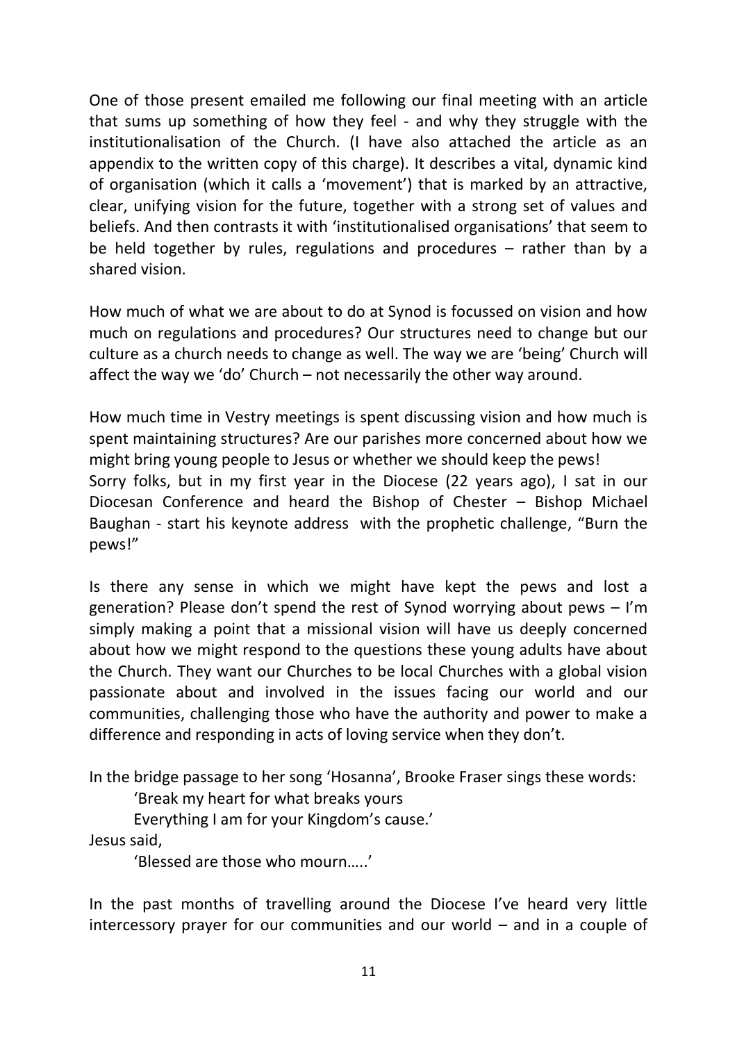One of those present emailed me following our final meeting with an article that sums up something of how they feel - and why they struggle with the institutionalisation of the Church. (I have also attached the article as an appendix to the written copy of this charge). It describes a vital, dynamic kind of organisation (which it calls a 'movement') that is marked by an attractive, clear, unifying vision for the future, together with a strong set of values and beliefs. And then contrasts it with 'institutionalised organisations' that seem to be held together by rules, regulations and procedures – rather than by a shared vision.

How much of what we are about to do at Synod is focussed on vision and how much on regulations and procedures? Our structures need to change but our culture as a church needs to change as well. The way we are 'being' Church will affect the way we 'do' Church – not necessarily the other way around.

How much time in Vestry meetings is spent discussing vision and how much is spent maintaining structures? Are our parishes more concerned about how we might bring young people to Jesus or whether we should keep the pews!
Sorry folks, but in my first year in the Diocese (22 years ago), I sat in our Diocesan Conference and heard the Bishop of Chester – Bishop Michael Baughan - start his keynote address with the prophetic challenge, "Burn the pews!"

Is there any sense in which we might have kept the pews and lost a generation? Please don't spend the rest of Synod worrying about pews – I'm simply making a point that a missional vision will have us deeply concerned about how we might respond to the questions these young adults have about the Church. They want our Churches to be local Churches with a global vision passionate about and involved in the issues facing our world and our communities, challenging those who have the authority and power to make a difference and responding in acts of loving service when they don't.

In the bridge passage to her song 'Hosanna', Brooke Fraser sings these words:

> 'Break my heart for what breaks yours
> Everything I am for your Kingdom's cause.'

Jesus said,

> 'Blessed are those who mourn…..'

In the past months of travelling around the Diocese I've heard very little intercessory prayer for our communities and our world – and in a couple of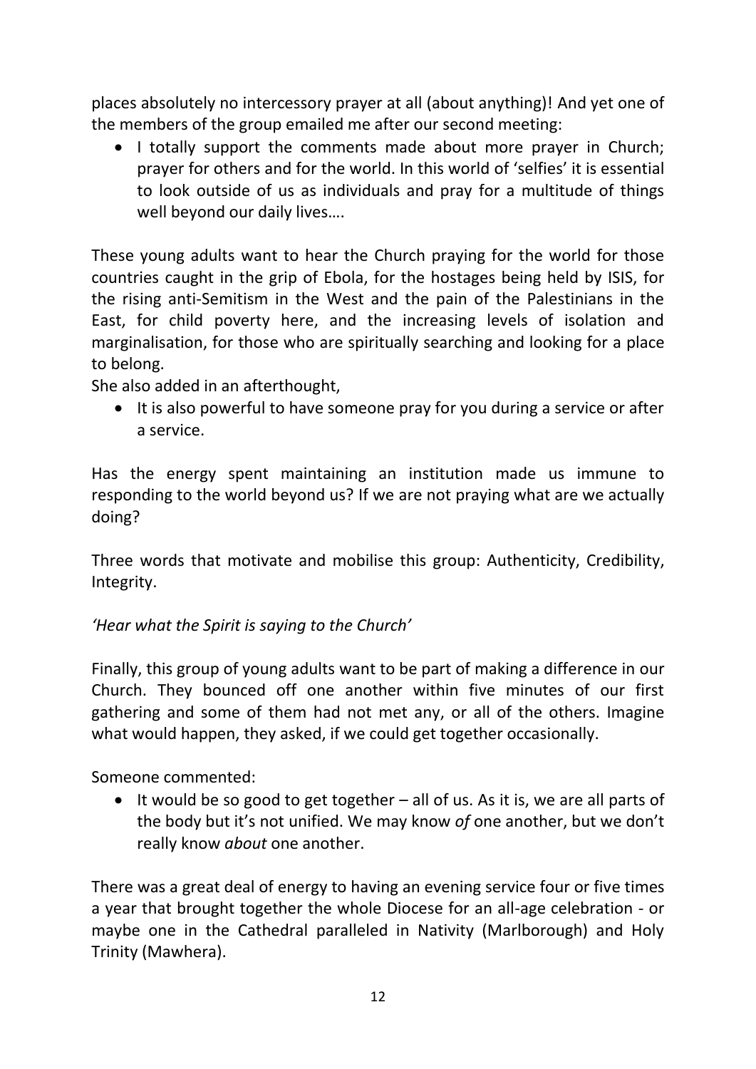places absolutely no intercessory prayer at all (about anything)! And yet one of the members of the group emailed me after our second meeting:

- I totally support the comments made about more prayer in Church; prayer for others and for the world. In this world of 'selfies' it is essential to look outside of us as individuals and pray for a multitude of things well beyond our daily lives….

These young adults want to hear the Church praying for the world for those countries caught in the grip of Ebola, for the hostages being held by ISIS, for the rising anti-Semitism in the West and the pain of the Palestinians in the East, for child poverty here, and the increasing levels of isolation and marginalisation, for those who are spiritually searching and looking for a place to belong.

She also added in an afterthought,

- It is also powerful to have someone pray for you during a service or after a service.

Has the energy spent maintaining an institution made us immune to responding to the world beyond us? If we are not praying what are we actually doing?

Three words that motivate and mobilise this group: Authenticity, Credibility, Integrity.

*'Hear what the Spirit is saying to the Church'*

Finally, this group of young adults want to be part of making a difference in our Church. They bounced off one another within five minutes of our first gathering and some of them had not met any, or all of the others. Imagine what would happen, they asked, if we could get together occasionally.

Someone commented:

- It would be so good to get together – all of us. As it is, we are all parts of the body but it's not unified. We may know *of* one another, but we don't really know *about* one another.

There was a great deal of energy to having an evening service four or five times a year that brought together the whole Diocese for an all-age celebration - or maybe one in the Cathedral paralleled in Nativity (Marlborough) and Holy Trinity (Mawhera).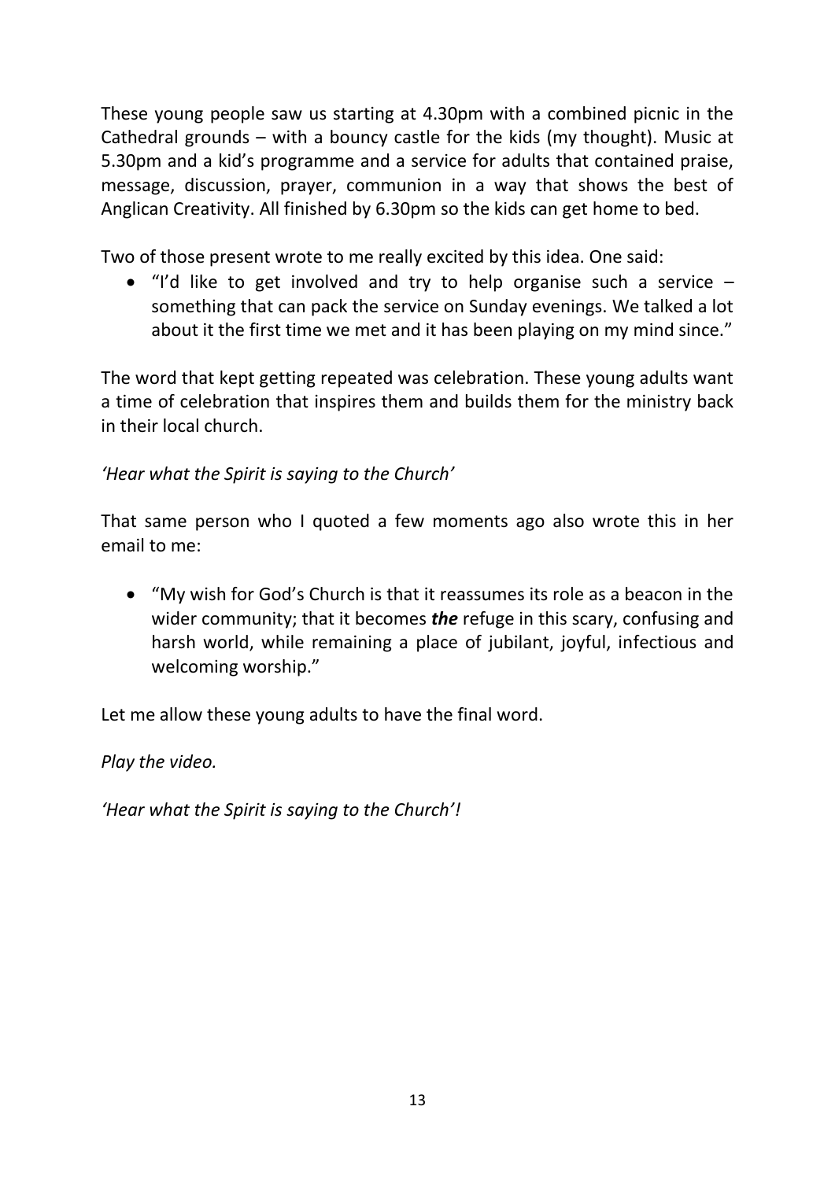These young people saw us starting at 4.30pm with a combined picnic in the Cathedral grounds – with a bouncy castle for the kids (my thought). Music at 5.30pm and a kid's programme and a service for adults that contained praise, message, discussion, prayer, communion in a way that shows the best of Anglican Creativity. All finished by 6.30pm so the kids can get home to bed.

Two of those present wrote to me really excited by this idea. One said:

- "I'd like to get involved and try to help organise such a service – something that can pack the service on Sunday evenings. We talked a lot about it the first time we met and it has been playing on my mind since."

The word that kept getting repeated was celebration. These young adults want a time of celebration that inspires them and builds them for the ministry back in their local church.

*'Hear what the Spirit is saying to the Church'*

That same person who I quoted a few moments ago also wrote this in her email to me:

- "My wish for God's Church is that it reassumes its role as a beacon in the wider community; that it becomes ***the*** refuge in this scary, confusing and harsh world, while remaining a place of jubilant, joyful, infectious and welcoming worship."

Let me allow these young adults to have the final word.

*Play the video.*

*'Hear what the Spirit is saying to the Church'!*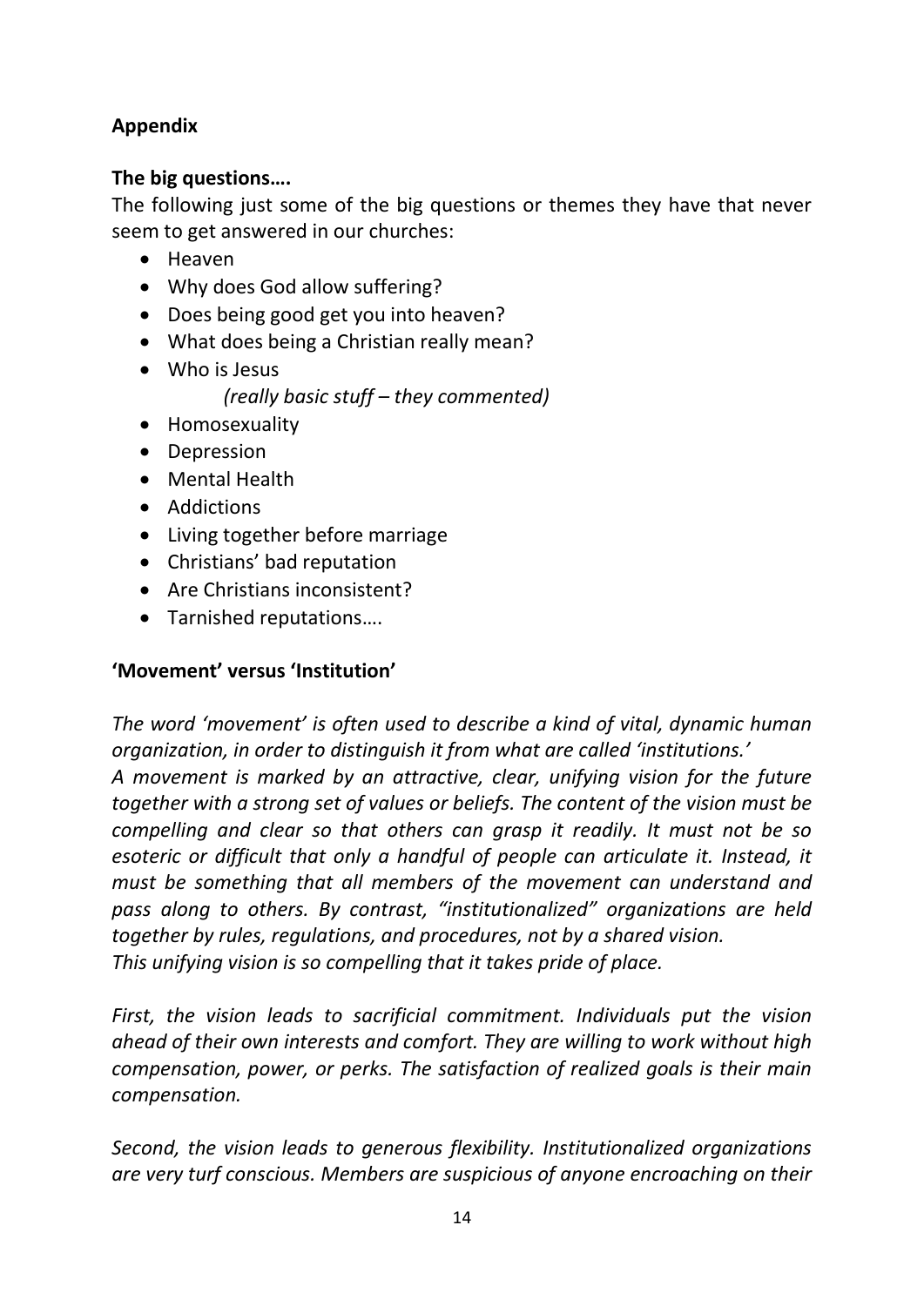**Appendix**

**The big questions….**

The following just some of the big questions or themes they have that never seem to get answered in our churches:

- Heaven
- Why does God allow suffering?
- Does being good get you into heaven?
- What does being a Christian really mean?
- Who is Jesus

  *(really basic stuff – they commented)*
- Homosexuality
- Depression
- Mental Health
- Addictions
- Living together before marriage
- Christians' bad reputation
- Are Christians inconsistent?
- Tarnished reputations….

**'Movement' versus 'Institution'**

*The word 'movement' is often used to describe a kind of vital, dynamic human organization, in order to distinguish it from what are called 'institutions.'*
*A movement is marked by an attractive, clear, unifying vision for the future together with a strong set of values or beliefs. The content of the vision must be compelling and clear so that others can grasp it readily. It must not be so esoteric or difficult that only a handful of people can articulate it. Instead, it must be something that all members of the movement can understand and pass along to others. By contrast, "institutionalized" organizations are held together by rules, regulations, and procedures, not by a shared vision.*
*This unifying vision is so compelling that it takes pride of place.*

*First, the vision leads to sacrificial commitment. Individuals put the vision ahead of their own interests and comfort. They are willing to work without high compensation, power, or perks. The satisfaction of realized goals is their main compensation.*

*Second, the vision leads to generous flexibility. Institutionalized organizations are very turf conscious. Members are suspicious of anyone encroaching on their*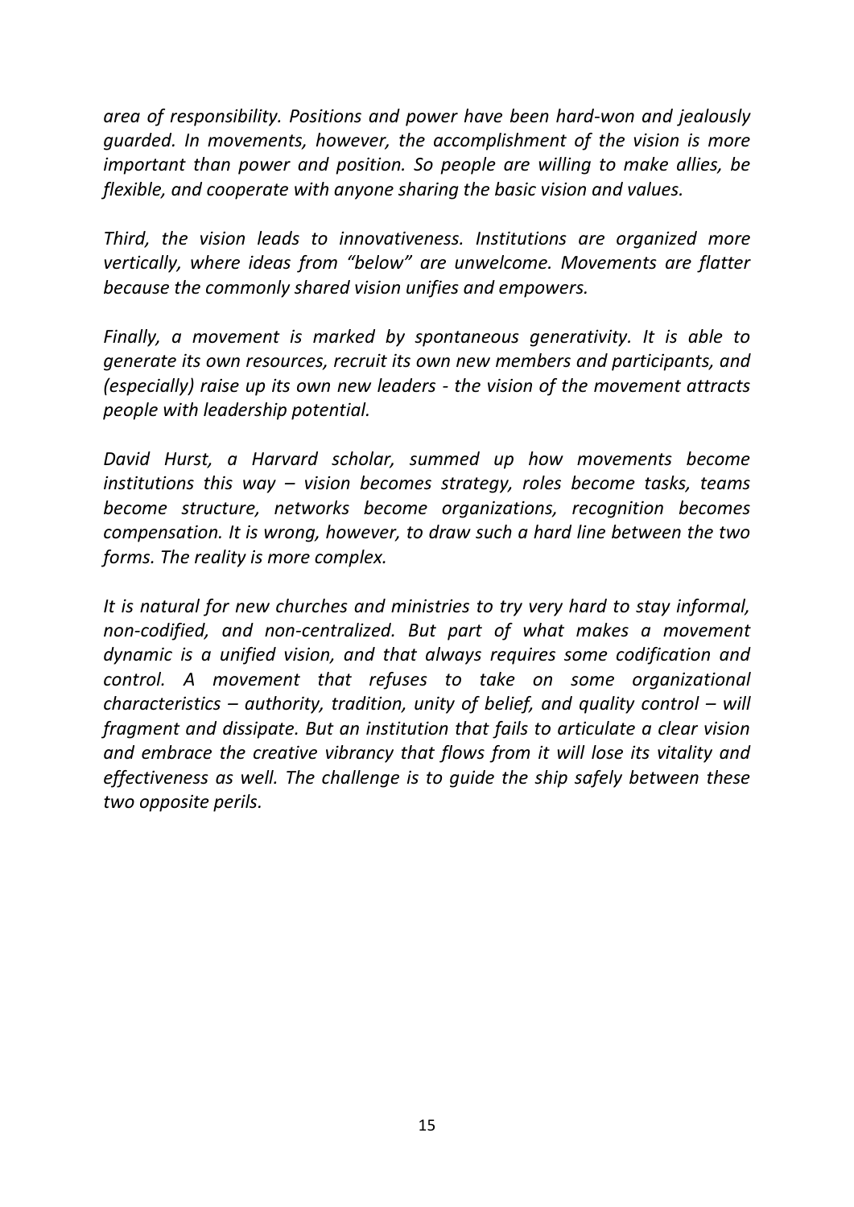*area of responsibility. Positions and power have been hard-won and jealously guarded. In movements, however, the accomplishment of the vision is more important than power and position. So people are willing to make allies, be flexible, and cooperate with anyone sharing the basic vision and values.*

*Third, the vision leads to innovativeness. Institutions are organized more vertically, where ideas from "below" are unwelcome. Movements are flatter because the commonly shared vision unifies and empowers.*

*Finally, a movement is marked by spontaneous generativity. It is able to generate its own resources, recruit its own new members and participants, and (especially) raise up its own new leaders - the vision of the movement attracts people with leadership potential.*

*David Hurst, a Harvard scholar, summed up how movements become institutions this way – vision becomes strategy, roles become tasks, teams become structure, networks become organizations, recognition becomes compensation. It is wrong, however, to draw such a hard line between the two forms. The reality is more complex.*

*It is natural for new churches and ministries to try very hard to stay informal, non-codified, and non-centralized. But part of what makes a movement dynamic is a unified vision, and that always requires some codification and control. A movement that refuses to take on some organizational characteristics – authority, tradition, unity of belief, and quality control – will fragment and dissipate. But an institution that fails to articulate a clear vision and embrace the creative vibrancy that flows from it will lose its vitality and effectiveness as well. The challenge is to guide the ship safely between these two opposite perils.*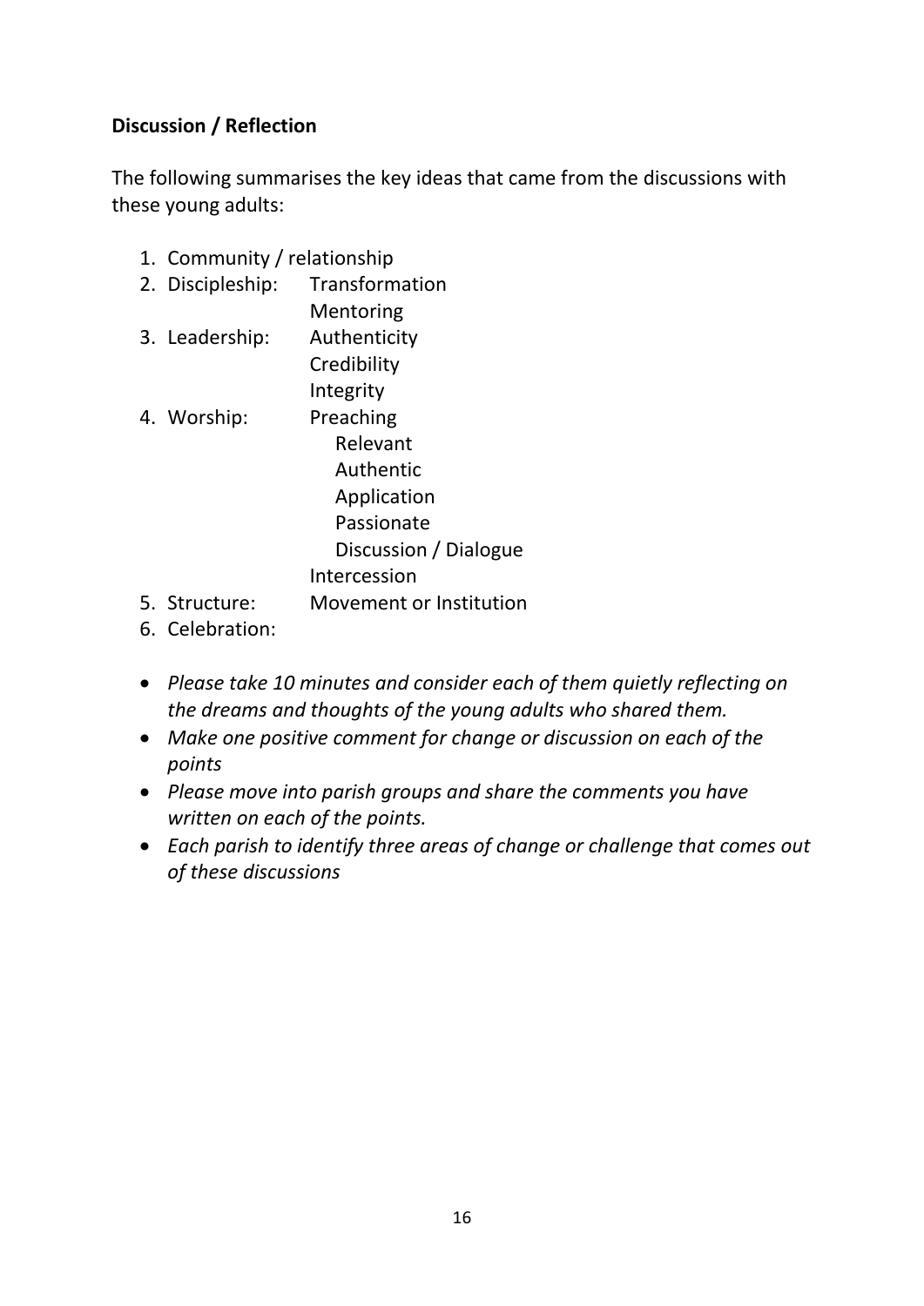**Discussion / Reflection**

The following summarises the key ideas that came from the discussions with these young adults:

1. Community / relationship
2. Discipleship: Transformation
   Mentoring
3. Leadership: Authenticity
   Credibility
   Integrity
4. Worship: Preaching
   - Relevant
   - Authentic
   - Application
   - Passionate
   - Discussion / Dialogue

   Intercession
5. Structure: Movement or Institution
6. Celebration:

- *Please take 10 minutes and consider each of them quietly reflecting on the dreams and thoughts of the young adults who shared them.*
- *Make one positive comment for change or discussion on each of the points*
- *Please move into parish groups and share the comments you have written on each of the points.*
- *Each parish to identify three areas of change or challenge that comes out of these discussions*